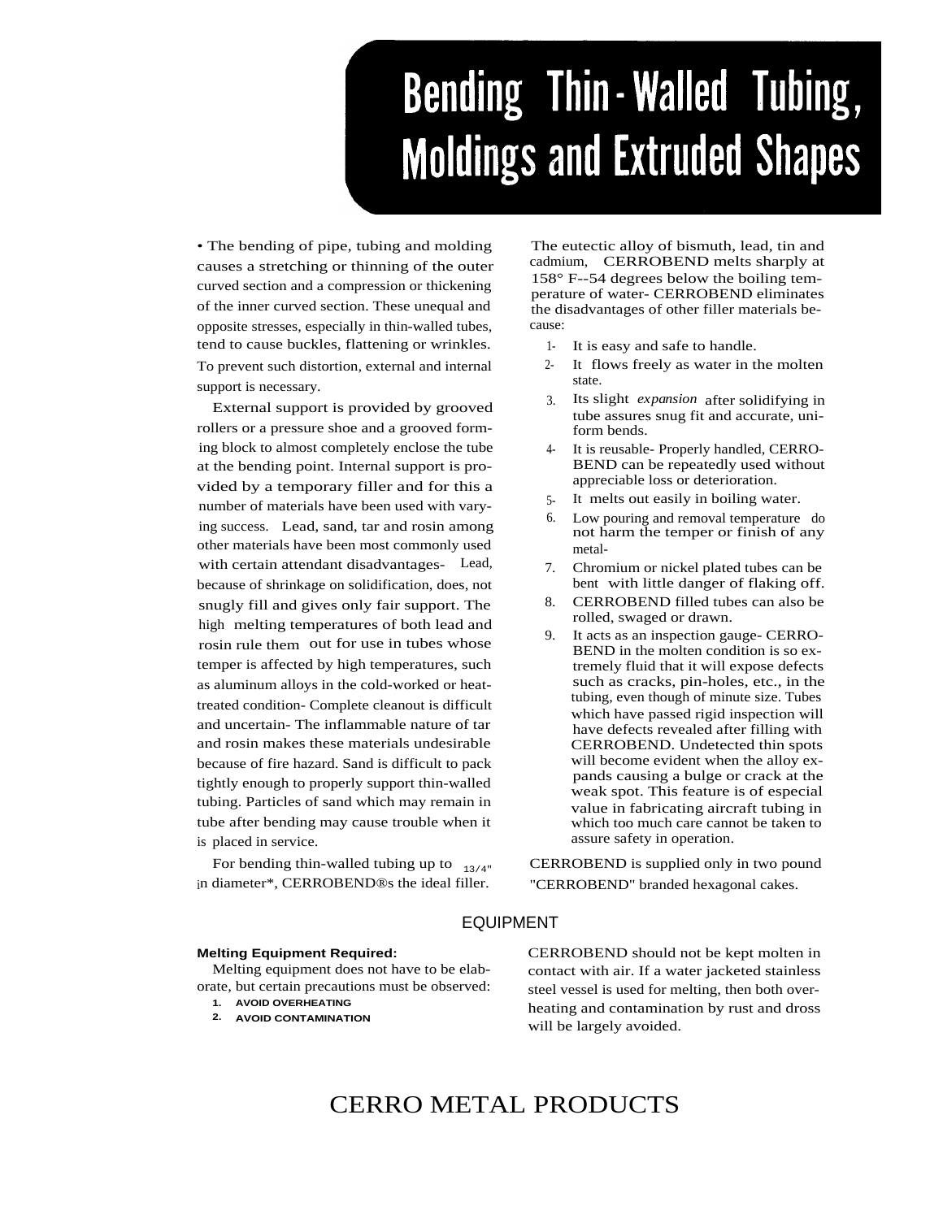# Bending Thin-Walled Tubing, Moldings and Extruded Shapes

• The bending of pipe, tubing and molding causes a stretching or thinning of the outer curved section and a compression or thickening of the inner curved section. These unequal and opposite stresses, especially in thin-walled tubes, tend to cause buckles, flattening or wrinkles. To prevent such distortion, external and internal support is necessary.

External support is provided by grooved rollers or a pressure shoe and a grooved forming block to almost completely enclose the tube at the bending point. Internal support is provided by a temporary filler and for this a number of materials have been used with varying success. Lead, sand, tar and rosin among other materials have been most commonly used with certain attendant disadvantages- Lead, because of shrinkage on solidification, does, not snugly fill and gives only fair support. The high melting temperatures of both lead and rosin rule them out for use in tubes whose temper is affected by high temperatures, such as aluminum alloys in the cold-worked or heat-treated condition- Complete cleanout is difficult and uncertain- The inflammable nature of tar and rosin makes these materials undesirable because of fire hazard. Sand is difficult to pack tightly enough to properly support thin-walled tubing. Particles of sand which may remain in tube after bending may cause trouble when it is placed in service.

For bending thin-walled tubing up to 13/4" in diameter*, CERROBEND®s the ideal filler.

The eutectic alloy of bismuth, lead, tin and cadmium, CERROBEND melts sharply at 158° F--54 degrees below the boiling temperature of water- CERROBEND eliminates the disadvantages of other filler materials because:

1- It is easy and safe to handle.
2- It flows freely as water in the molten state.
3. Its slight *expansion* after solidifying in tube assures snug fit and accurate, uniform bends.
4- It is reusable- Properly handled, CERROBEND can be repeatedly used without appreciable loss or deterioration.
5- It melts out easily in boiling water.
6. Low pouring and removal temperature do not harm the temper or finish of any metal-
7. Chromium or nickel plated tubes can be bent with little danger of flaking off.
8. CERROBEND filled tubes can also be rolled, swaged or drawn.
9. It acts as an inspection gauge- CERROBEND in the molten condition is so extremely fluid that it will expose defects such as cracks, pin-holes, etc., in the tubing, even though of minute size. Tubes which have passed rigid inspection will have defects revealed after filling with CERROBEND. Undetected thin spots will become evident when the alloy expands causing a bulge or crack at the weak spot. This feature is of especial value in fabricating aircraft tubing in which too much care cannot be taken to assure safety in operation.

CERROBEND is supplied only in two pound "CERROBEND" branded hexagonal cakes.

## EQUIPMENT

**Melting Equipment Required:**

Melting equipment does not have to be elaborate, but certain precautions must be observed:

1. **AVOID OVERHEATING**
2. **AVOID CONTAMINATION**

CERROBEND should not be kept molten in contact with air. If a water jacketed stainless steel vessel is used for melting, then both overheating and contamination by rust and dross will be largely avoided.

CERRO METAL PRODUCTS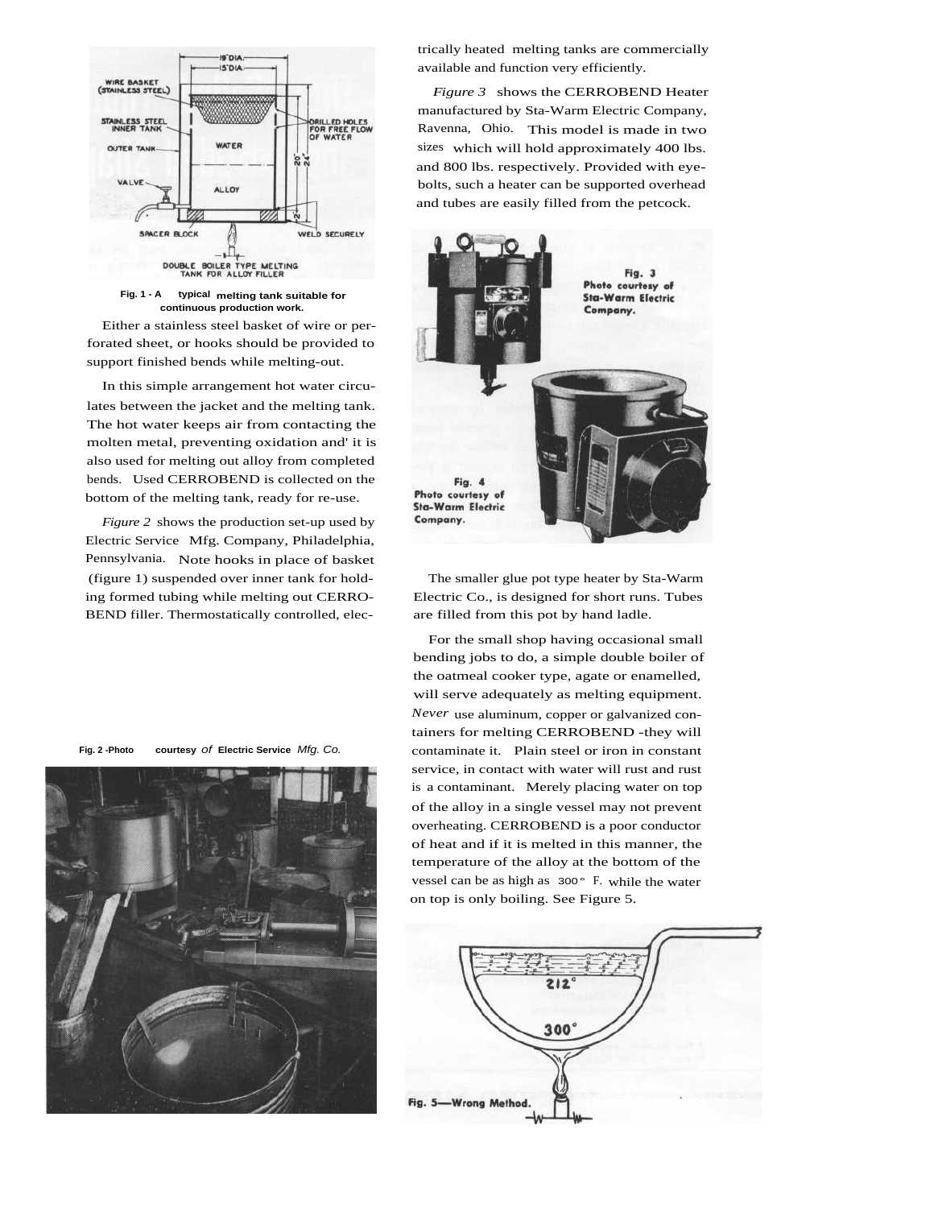Fig. 1 - A typical melting tank suitable for continuous production work.

Either a stainless steel basket of wire or perforated sheet, or hooks should be provided to support finished bends while melting-out.

In this simple arrangement hot water circulates between the jacket and the melting tank. The hot water keeps air from contacting the molten metal, preventing oxidation and' it is also used for melting out alloy from completed bends. Used CERROBEND is collected on the bottom of the melting tank, ready for re-use.

*Figure 2* shows the production set-up used by Electric Service Mfg. Company, Philadelphia, Pennsylvania. Note hooks in place of basket (figure 1) suspended over inner tank for holding formed tubing while melting out CERROBEND filler. Thermostatically controlled, electrically heated melting tanks are commercially available and function very efficiently.

Fig. 2 - Photo courtesy *of* Electric Service *Mfg. Co.*

*Figure 3* shows the CERROBEND Heater manufactured by Sta-Warm Electric Company, Ravenna, Ohio. This model is made in two sizes which will hold approximately 400 lbs. and 800 lbs. respectively. Provided with eyebolts, such a heater can be supported overhead and tubes are easily filled from the petcock.

Fig. 3 Photo courtesy of Sta-Warm Electric Company.

Fig. 4 Photo courtesy of Sta-Warm Electric Company.

The smaller glue pot type heater by Sta-Warm Electric Co., is designed for short runs. Tubes are filled from this pot by hand ladle.

For the small shop having occasional small bending jobs to do, a simple double boiler of the oatmeal cooker type, agate or enamelled, will serve adequately as melting equipment. *Never* use aluminum, copper or galvanized containers for melting CERROBEND - they will contaminate it. Plain steel or iron in constant service, in contact with water will rust and rust is a contaminant. Merely placing water on top of the alloy in a single vessel may not prevent overheating. CERROBEND is a poor conductor of heat and if it is melted in this manner, the temperature of the alloy at the bottom of the vessel can be as high as 300° F. while the water on top is only boiling. See Figure 5.

Fig. 5—Wrong Method.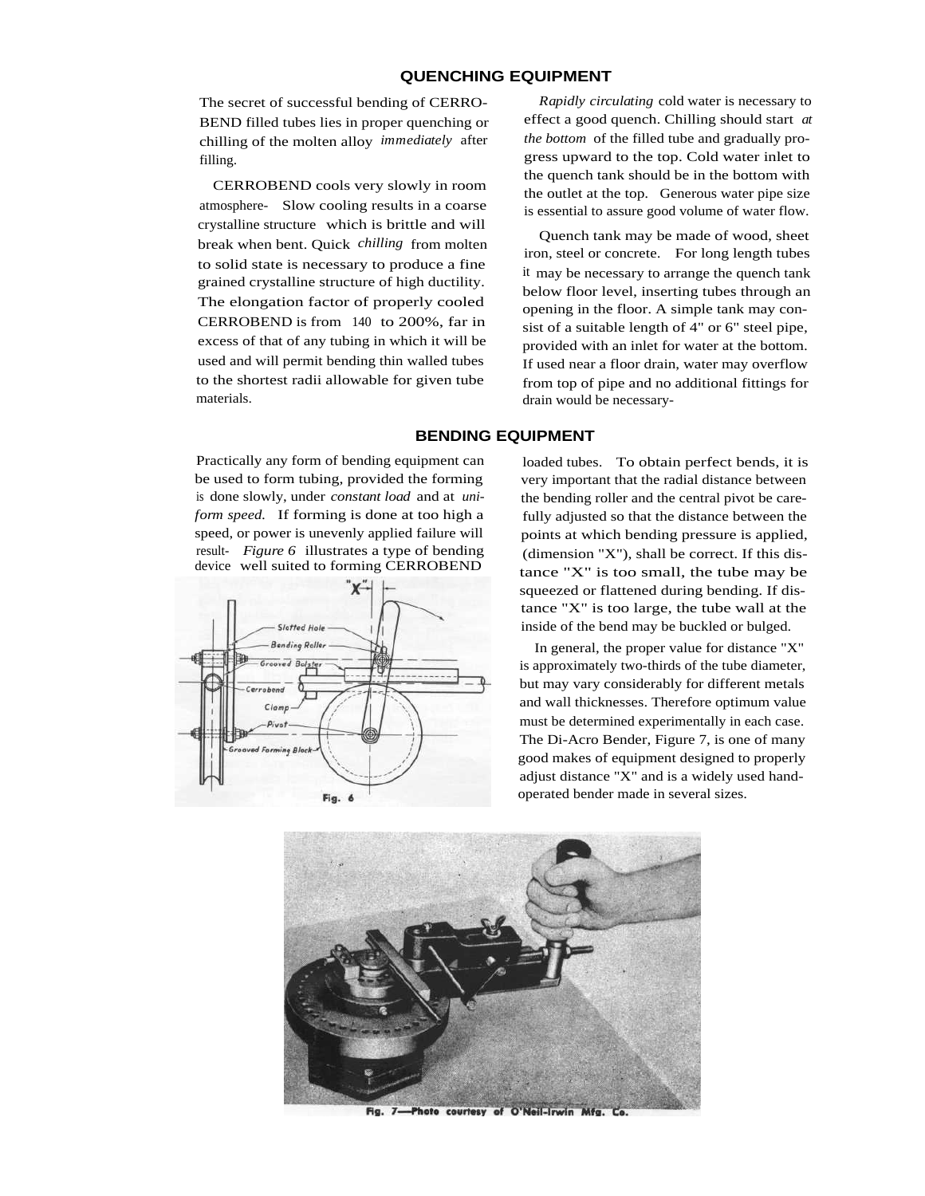## QUENCHING EQUIPMENT

The secret of successful bending of CERROBEND filled tubes lies in proper quenching or chilling of the molten alloy *immediately* after filling.

CERROBEND cools very slowly in room atmosphere. Slow cooling results in a coarse crystalline structure which is brittle and will break when bent. Quick *chilling* from molten to solid state is necessary to produce a fine grained crystalline structure of high ductility. The elongation factor of properly cooled CERROBEND is from 140 to 200%, far in excess of that of any tubing in which it will be used and will permit bending thin walled tubes to the shortest radii allowable for given tube materials.

*Rapidly circulating* cold water is necessary to effect a good quench. Chilling should start *at the bottom* of the filled tube and gradually progress upward to the top. Cold water inlet to the quench tank should be in the bottom with the outlet at the top. Generous water pipe size is essential to assure good volume of water flow.

Quench tank may be made of wood, sheet iron, steel or concrete. For long length tubes it may be necessary to arrange the quench tank below floor level, inserting tubes through an opening in the floor. A simple tank may consist of a suitable length of 4" or 6" steel pipe, provided with an inlet for water at the bottom. If used near a floor drain, water may overflow from top of pipe and no additional fittings for drain would be necessary.

## BENDING EQUIPMENT

Practically any form of bending equipment can be used to form tubing, provided the forming is done slowly, under *constant load* and at *uniform speed.* If forming is done at too high a speed, or power is unevenly applied failure will result. *Figure 6* illustrates a type of bending device well suited to forming CERROBEND loaded tubes. To obtain perfect bends, it is very important that the radial distance between the bending roller and the central pivot be carefully adjusted so that the distance between the points at which bending pressure is applied, (dimension "X"), shall be correct. If this distance "X" is too small, the tube may be squeezed or flattened during bending. If distance "X" is too large, the tube wall at the inside of the bend may be buckled or bulged.

In general, the proper value for distance "X" is approximately two-thirds of the tube diameter, but may vary considerably for different metals and wall thicknesses. Therefore optimum value must be determined experimentally in each case. The Di-Acro Bender, Figure 7, is one of many good makes of equipment designed to properly adjust distance "X" and is a widely used hand-operated bender made in several sizes.

Fig. 6

Fig. 7—Photo courtesy of O'Neil-Irwin Mfg. Co.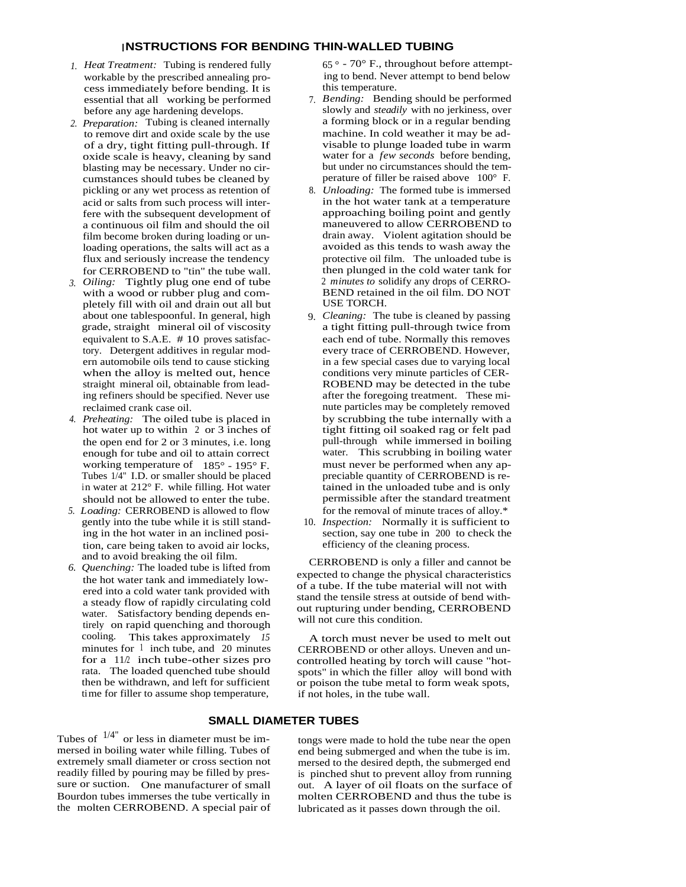## INSTRUCTIONS FOR BENDING THIN-WALLED TUBING

1. *Heat Treatment:* Tubing is rendered fully workable by the prescribed annealing process immediately before bending. It is essential that all working be performed before any age hardening develops.
2. *Preparation:* Tubing is cleaned internally to remove dirt and oxide scale by the use of a dry, tight fitting pull-through. If oxide scale is heavy, cleaning by sand blasting may be necessary. Under no circumstances should tubes be cleaned by pickling or any wet process as retention of acid or salts from such process will interfere with the subsequent development of a continuous oil film and should the oil film become broken during loading or unloading operations, the salts will act as a flux and seriously increase the tendency for CERROBEND to "tin" the tube wall.
3. *Oiling:* Tightly plug one end of tube with a wood or rubber plug and completely fill with oil and drain out all but about one tablespoonful. In general, high grade, straight mineral oil of viscosity equivalent to S.A.E. # 10 proves satisfactory. Detergent additives in regular modern automobile oils tend to cause sticking when the alloy is melted out, hence straight mineral oil, obtainable from leading refiners should be specified. Never use reclaimed crank case oil.
4. *Preheating:* The oiled tube is placed in hot water up to within 2 or 3 inches of the open end for 2 or 3 minutes, i.e. long enough for tube and oil to attain correct working temperature of 185° - 195° F. Tubes 1/4" I.D. or smaller should be placed in water at 212° F. while filling. Hot water should not be allowed to enter the tube.
5. *Loading:* CERROBEND is allowed to flow gently into the tube while it is still standing in the hot water in an inclined position, care being taken to avoid air locks, and to avoid breaking the oil film.
6. *Quenching:* The loaded tube is lifted from the hot water tank and immediately lowered into a cold water tank provided with a steady flow of rapidly circulating cold water. Satisfactory bending depends entirely on rapid quenching and thorough cooling. This takes approximately 15 minutes for 1 inch tube, and 20 minutes for a 11/2 inch tube-other sizes pro rata. The loaded quenched tube should then be withdrawn, and left for sufficient time for filler to assume shop temperature, 65 ° - 70° F., throughout before attempting to bend. Never attempt to bend below this temperature.
7. *Bending:* Bending should be performed slowly and *steadily* with no jerkiness, over a forming block or in a regular bending machine. In cold weather it may be advisable to plunge loaded tube in warm water for a *few seconds* before bending, but under no circumstances should the temperature of filler be raised above 100° F.
8. *Unloading:* The formed tube is immersed in the hot water tank at a temperature approaching boiling point and gently maneuvered to allow CERROBEND to drain away. Violent agitation should be avoided as this tends to wash away the protective oil film. The unloaded tube is then plunged in the cold water tank for 2 *minutes to* solidify any drops of CERROBEND retained in the oil film. DO NOT USE TORCH.
9. *Cleaning:* The tube is cleaned by passing a tight fitting pull-through twice from each end of tube. Normally this removes every trace of CERROBEND. However, in a few special cases due to varying local conditions very minute particles of CERROBEND may be detected in the tube after the foregoing treatment. These minute particles may be completely removed by scrubbing the tube internally with a tight fitting oil soaked rag or felt pad pull-through while immersed in boiling water. This scrubbing in boiling water must never be performed when any appreciable quantity of CERROBEND is retained in the unloaded tube and is only permissible after the standard treatment for the removal of minute traces of alloy.*
10. *Inspection:* Normally it is sufficient to section, say one tube in 200 to check the efficiency of the cleaning process.

CERROBEND is only a filler and cannot be expected to change the physical characteristics of a tube. If the tube material will not with stand the tensile stress at outside of bend without rupturing under bending, CERROBEND will not cure this condition.

A torch must never be used to melt out CERROBEND or other alloys. Uneven and uncontrolled heating by torch will cause "hot-spots" in which the filler alloy will bond with or poison the tube metal to form weak spots, if not holes, in the tube wall.

## SMALL DIAMETER TUBES

Tubes of 1/4" or less in diameter must be immersed in boiling water while filling. Tubes of extremely small diameter or cross section not readily filled by pouring may be filled by pressure or suction. One manufacturer of small Bourdon tubes immerses the tube vertically in the molten CERROBEND. A special pair of tongs were made to hold the tube near the open end being submerged and when the tube is im. mersed to the desired depth, the submerged end is pinched shut to prevent alloy from running out. A layer of oil floats on the surface of molten CERROBEND and thus the tube is lubricated as it passes down through the oil.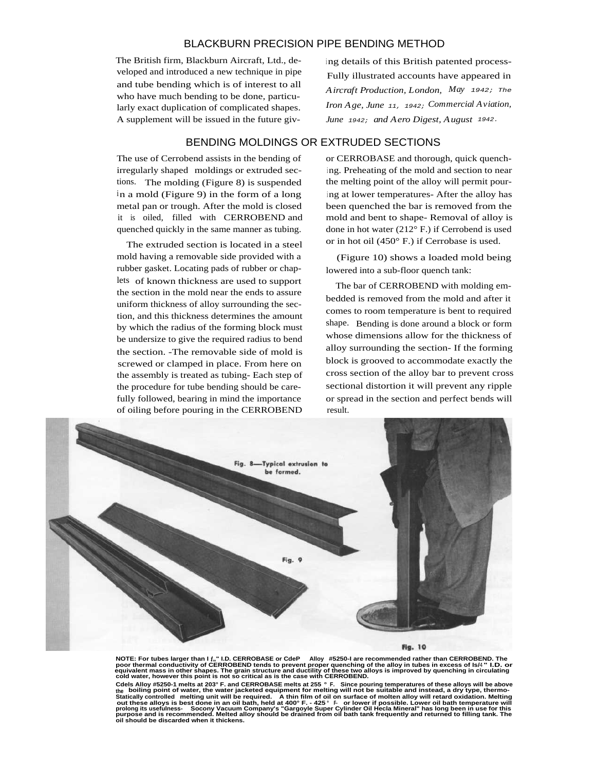## BLACKBURN PRECISION PIPE BENDING METHOD

The British firm, Blackburn Aircraft, Ltd., developed and introduced a new technique in pipe and tube bending which is of interest to all who have much bending to be done, particularly exact duplication of complicated shapes. A supplement will be issued in the future giving details of this British patented process- Fully illustrated accounts have appeared in *Aircraft Production, London, May 1942; The Iron Age, June 11, 1942; Commercial Aviation, June 1942; and Aero Digest, August 1942.*

## BENDING MOLDINGS OR EXTRUDED SECTIONS

The use of Cerrobend assists in the bending of irregularly shaped moldings or extruded sections. The molding (Figure 8) is suspended in a mold (Figure 9) in the form of a long metal pan or trough. After the mold is closed it is oiled, filled with CERROBEND and quenched quickly in the same manner as tubing.

The extruded section is located in a steel mold having a removable side provided with a rubber gasket. Locating pads of rubber or chaplets of known thickness are used to support the section in the mold near the ends to assure uniform thickness of alloy surrounding the section, and this thickness determines the amount by which the radius of the forming block must be undersize to give the required radius to bend the section. -The removable side of mold is screwed or clamped in place. From here on the assembly is treated as tubing- Each step of the procedure for tube bending should be carefully followed, bearing in mind the importance of oiling before pouring in the CERROBEND or CERROBASE and thorough, quick quenching. Preheating of the mold and section to near the melting point of the alloy will permit pouring at lower temperatures- After the alloy has been quenched the bar is removed from the mold and bent to shape- Removal of alloy is done in hot water (212° F.) if Cerrobend is used or in hot oil (450° F.) if Cerrobase is used.

(Figure 10) shows a loaded mold being lowered into a sub-floor quench tank:

The bar of CERROBEND with molding embedded is removed from the mold and after it comes to room temperature is bent to required shape. Bending is done around a block or form whose dimensions allow for the thickness of alloy surrounding the section- If the forming block is grooved to accommodate exactly the cross section of the alloy bar to prevent cross sectional distortion it will prevent any ripple or spread in the section and perfect bends will result.

Fig. 8—Typical extrusion to be formed.

Fig. 9

Fig. 10

**NOTE: For tubes larger than I ƒ„" I.D. CERROBASE or CdeP Alloy #5250-I are recommended rather than CERROBEND. The poor thermal conductivity of CERROBEND tends to prevent proper quenching of the alloy in tubes in excess of Is/4" I.D. or equivalent mass in other shapes. The grain structure and ductility of these two alloys is improved by quenching in circulating cold water, however this point is not so critical as is the case with CERROBEND.**

**Cdels Alloy #5250-1 melts at 203° F. and CERROBASE melts at 255 ° F. Since pouring temperatures of these alloys will be above the boiling point of water, the water jacketed equipment for melting will not be suitable and instead, a dry type, thermo-Statically controlled melting unit will be required. A thin film of oil on surface of molten alloy will retard oxidation. Melting out these alloys is best done in an oil bath, held at 400° F. - 425° F. or lower if possible. Lower oil bath temperature will prolong its usefulness- Socony Vacuum Company's "Gargoyle Super Cylinder Oil Hecla Mineral" has long been in use for this purpose and is recommended. Melted alloy should be drained from oil bath tank frequently and returned to filling tank. The oil should be discarded when it thickens.**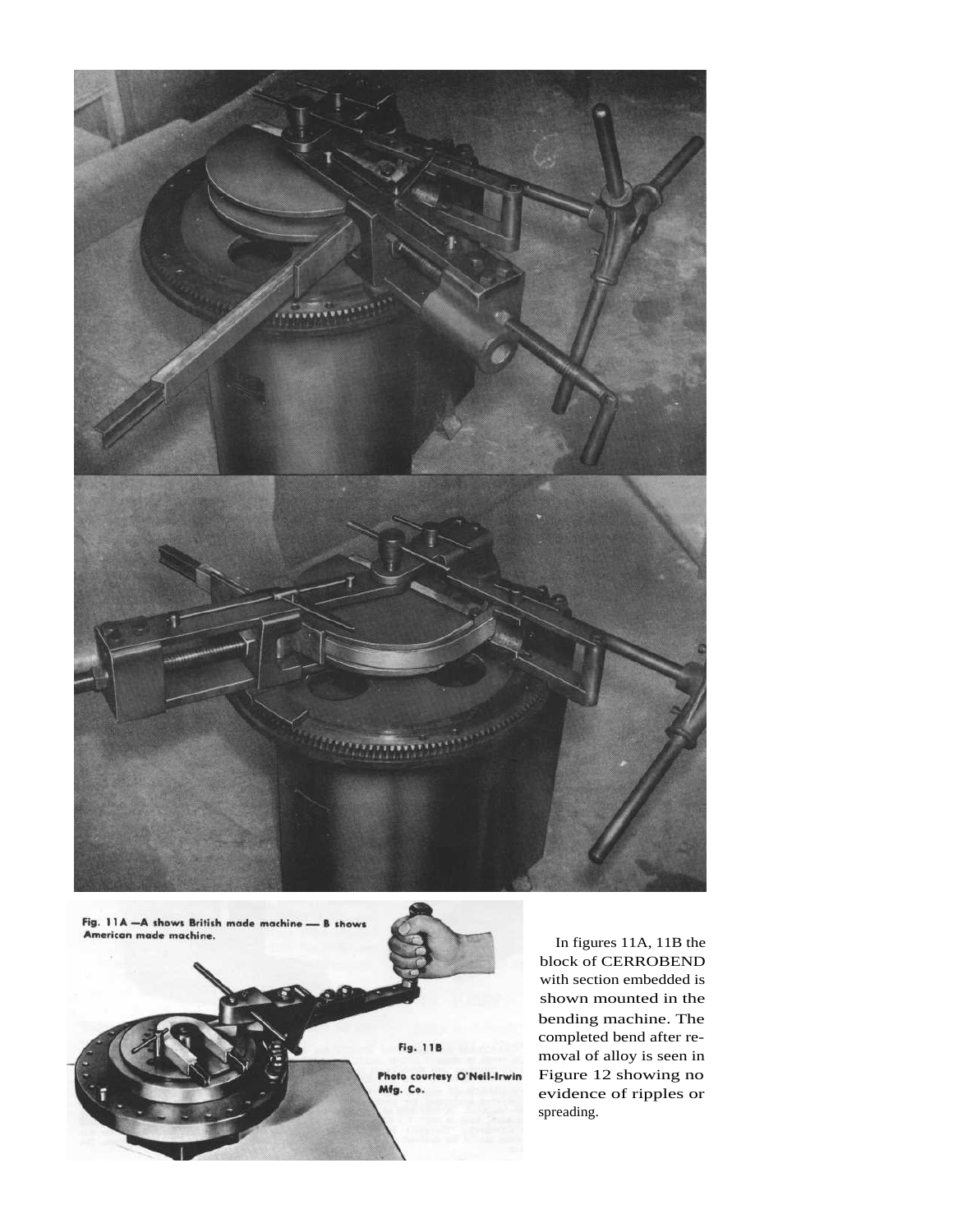Fig. 11A —A shows British made machine — B shows American made machine.

Fig. 11B

Photo courtesy O'Neil-Irwin Mfg. Co.

In figures 11A, 11B the block of CERROBEND with section embedded is shown mounted in the bending machine. The completed bend after removal of alloy is seen in Figure 12 showing no evidence of ripples or spreading.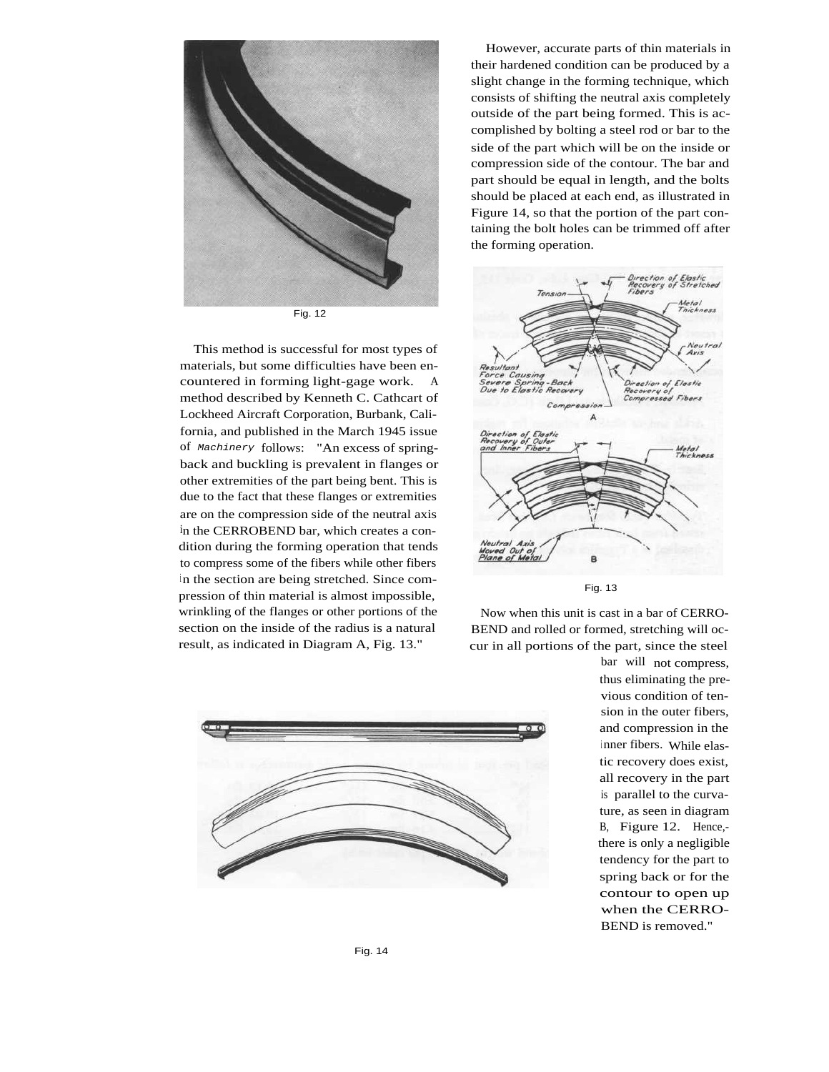Fig. 12

This method is successful for most types of materials, but some difficulties have been encountered in forming light-gage work. A method described by Kenneth C. Cathcart of Lockheed Aircraft Corporation, Burbank, California, and published in the March 1945 issue of *Machinery* follows: "An excess of spring-back and buckling is prevalent in flanges or other extremities of the part being bent. This is due to the fact that these flanges or extremities are on the compression side of the neutral axis in the CERROBEND bar, which creates a condition during the forming operation that tends to compress some of the fibers while other fibers in the section are being stretched. Since compression of thin material is almost impossible, wrinkling of the flanges or other portions of the section on the inside of the radius is a natural result, as indicated in Diagram A, Fig. 13."

However, accurate parts of thin materials in their hardened condition can be produced by a slight change in the forming technique, which consists of shifting the neutral axis completely outside of the part being formed. This is accomplished by bolting a steel rod or bar to the side of the part which will be on the inside or compression side of the contour. The bar and part should be equal in length, and the bolts should be placed at each end, as illustrated in Figure 14, so that the portion of the part containing the bolt holes can be trimmed off after the forming operation.

Fig. 13

Now when this unit is cast in a bar of CERROBEND and rolled or formed, stretching will occur in all portions of the part, since the steel bar will not compress, thus eliminating the previous condition of tension in the outer fibers, and compression in the inner fibers. While elastic recovery does exist, all recovery in the part is parallel to the curvature, as seen in diagram B, Figure 12. Hence, there is only a negligible tendency for the part to spring back or for the contour to open up when the CERROBEND is removed."

Fig. 14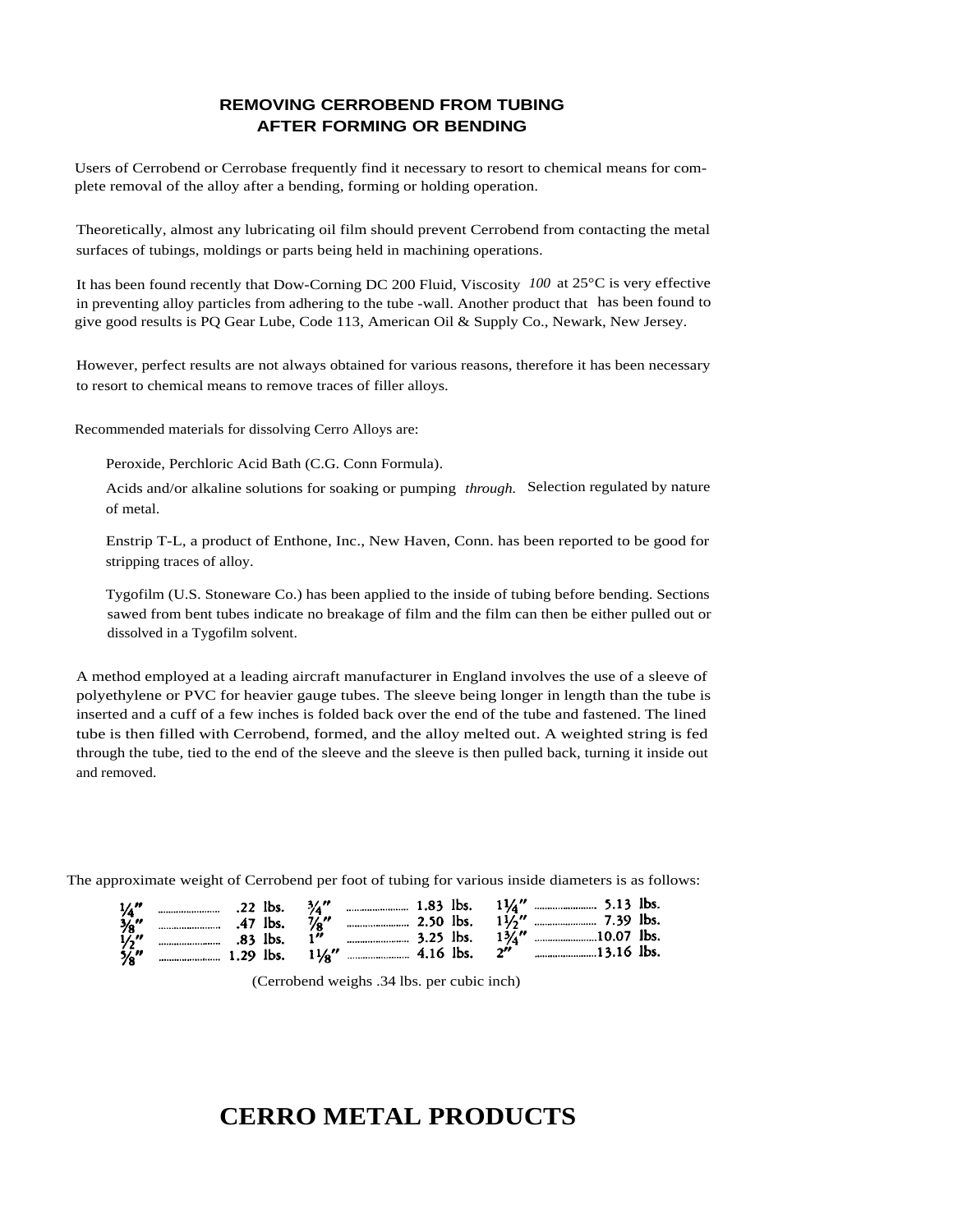## REMOVING CERROBEND FROM TUBING AFTER FORMING OR BENDING

Users of Cerrobend or Cerrobase frequently find it necessary to resort to chemical means for complete removal of the alloy after a bending, forming or holding operation.

Theoretically, almost any lubricating oil film should prevent Cerrobend from contacting the metal surfaces of tubings, moldings or parts being held in machining operations.

It has been found recently that Dow-Corning DC 200 Fluid, Viscosity *100* at 25°C is very effective in preventing alloy particles from adhering to the tube -wall. Another product that has been found to give good results is PQ Gear Lube, Code 113, American Oil & Supply Co., Newark, New Jersey.

However, perfect results are not always obtained for various reasons, therefore it has been necessary to resort to chemical means to remove traces of filler alloys.

Recommended materials for dissolving Cerro Alloys are:

Peroxide, Perchloric Acid Bath (C.G. Conn Formula).

Acids and/or alkaline solutions for soaking or pumping *through.* Selection regulated by nature of metal.

Enstrip T-L, a product of Enthone, Inc., New Haven, Conn. has been reported to be good for stripping traces of alloy.

Tygofilm (U.S. Stoneware Co.) has been applied to the inside of tubing before bending. Sections sawed from bent tubes indicate no breakage of film and the film can then be either pulled out or dissolved in a Tygofilm solvent.

A method employed at a leading aircraft manufacturer in England involves the use of a sleeve of polyethylene or PVC for heavier gauge tubes. The sleeve being longer in length than the tube is inserted and a cuff of a few inches is folded back over the end of the tube and fastened. The lined tube is then filled with Cerrobend, formed, and the alloy melted out. A weighted string is fed through the tube, tied to the end of the sleeve and the sleeve is then pulled back, turning it inside out and removed.

The approximate weight of Cerrobend per foot of tubing for various inside diameters is as follows:

| | | | | | |
|---|---|---|---|---|---|
| 1/4" | .22 lbs. | 3/4" | 1.83 lbs. | 1 1/4" | 5.13 lbs. |
| 3/8" | .47 lbs. | 7/8" | 2.50 lbs. | 1 1/2" | 7.39 lbs. |
| 1/2" | .83 lbs. | 1" | 3.25 lbs. | 1 3/4" | 10.07 lbs. |
| 5/8" | 1.29 lbs. | 1 1/8" | 4.16 lbs. | 2" | 13.16 lbs. |

(Cerrobend weighs .34 lbs. per cubic inch)

# CERRO METAL PRODUCTS